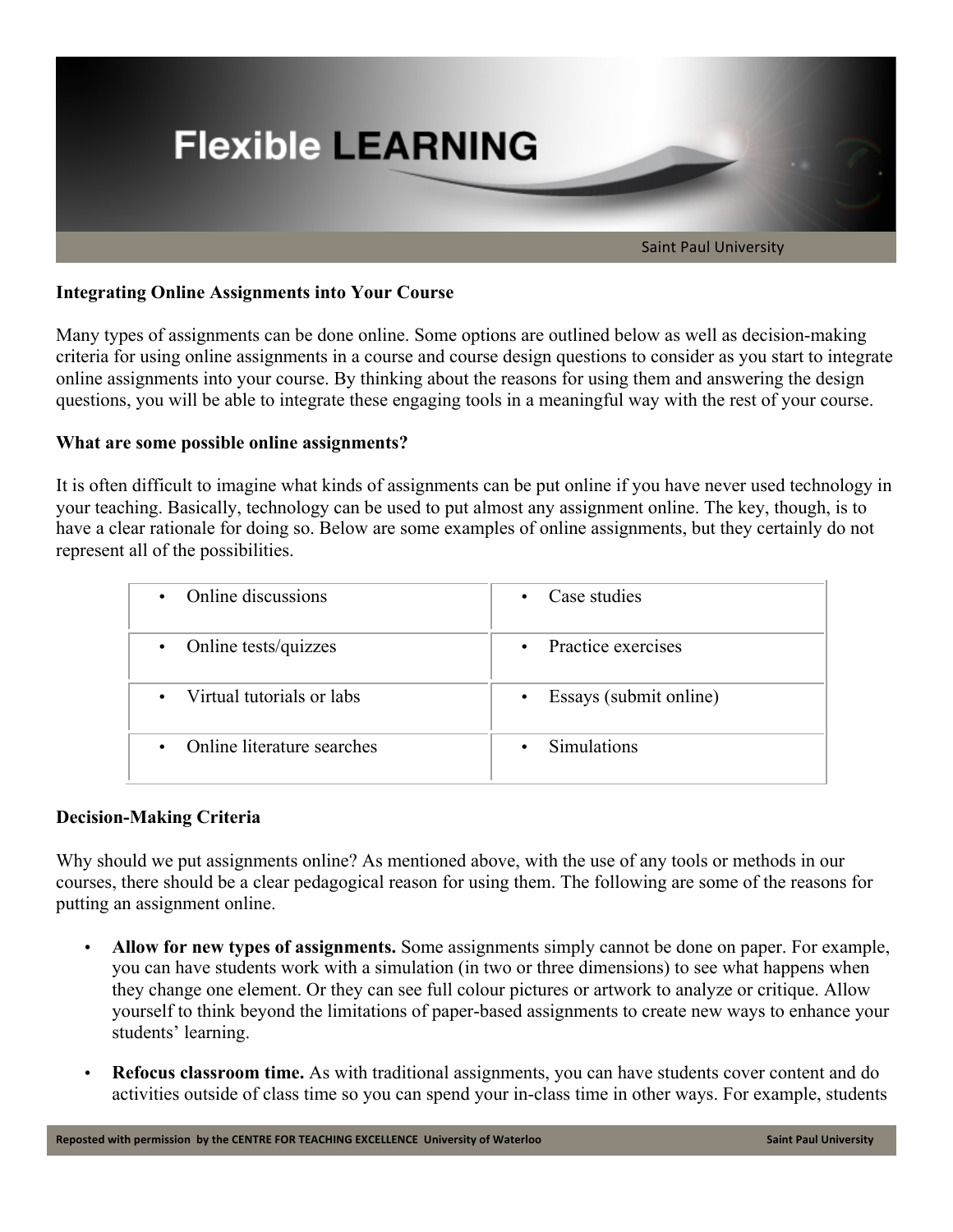## Integrating Online Assignments into Your Course

Many types of assignments can be done online. Some options are outlined below as well as decision-making criteria for using online assignments in a course and course design questions to consider as you start to integrate online assignments into your course. By thinking about the reasons for using them and answering the design questions, you will be able to integrate these engaging tools in a meaningful way with the rest of your course.

### What are some possible online assignments?

It is often difficult to imagine what kinds of assignments can be put online if you have never used technology in your teaching. Basically, technology can be used to put almost any assignment online. The key, though, is to have a clear rationale for doing so. Below are some examples of online assignments, but they certainly do not represent all of the possibilities.

| | |
|---|---|
| • Online discussions | • Case studies |
| • Online tests/quizzes | • Practice exercises |
| • Virtual tutorials or labs | • Essays (submit online) |
| • Online literature searches | • Simulations |

### Decision-Making Criteria

Why should we put assignments online? As mentioned above, with the use of any tools or methods in our courses, there should be a clear pedagogical reason for using them. The following are some of the reasons for putting an assignment online.

- **Allow for new types of assignments.** Some assignments simply cannot be done on paper. For example, you can have students work with a simulation (in two or three dimensions) to see what happens when they change one element. Or they can see full colour pictures or artwork to analyze or critique. Allow yourself to think beyond the limitations of paper-based assignments to create new ways to enhance your students' learning.
- **Refocus classroom time.** As with traditional assignments, you can have students cover content and do activities outside of class time so you can spend your in-class time in other ways. For example, students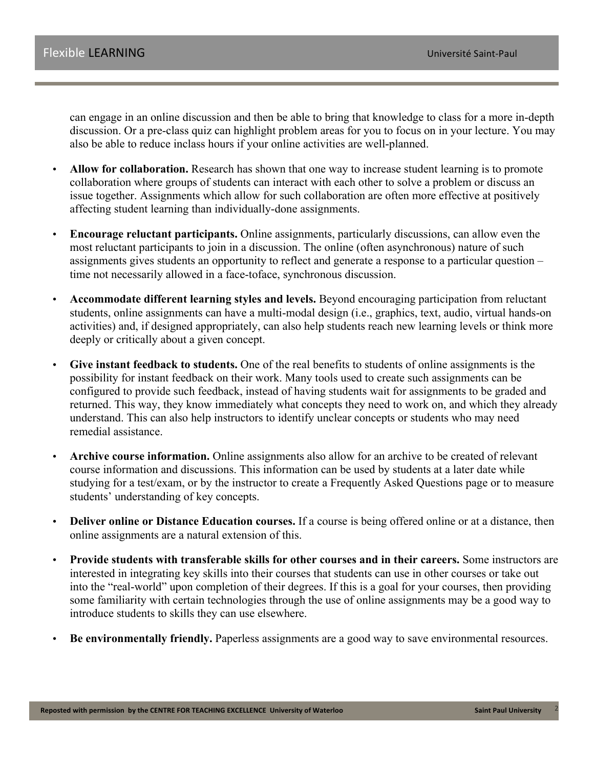can engage in an online discussion and then be able to bring that knowledge to class for a more in-depth discussion. Or a pre-class quiz can highlight problem areas for you to focus on in your lecture. You may also be able to reduce inclass hours if your online activities are well-planned.

- **Allow for collaboration.** Research has shown that one way to increase student learning is to promote collaboration where groups of students can interact with each other to solve a problem or discuss an issue together. Assignments which allow for such collaboration are often more effective at positively affecting student learning than individually-done assignments.
- **Encourage reluctant participants.** Online assignments, particularly discussions, can allow even the most reluctant participants to join in a discussion. The online (often asynchronous) nature of such assignments gives students an opportunity to reflect and generate a response to a particular question – time not necessarily allowed in a face-toface, synchronous discussion.
- **Accommodate different learning styles and levels.** Beyond encouraging participation from reluctant students, online assignments can have a multi-modal design (i.e., graphics, text, audio, virtual hands-on activities) and, if designed appropriately, can also help students reach new learning levels or think more deeply or critically about a given concept.
- **Give instant feedback to students.** One of the real benefits to students of online assignments is the possibility for instant feedback on their work. Many tools used to create such assignments can be configured to provide such feedback, instead of having students wait for assignments to be graded and returned. This way, they know immediately what concepts they need to work on, and which they already understand. This can also help instructors to identify unclear concepts or students who may need remedial assistance.
- **Archive course information.** Online assignments also allow for an archive to be created of relevant course information and discussions. This information can be used by students at a later date while studying for a test/exam, or by the instructor to create a Frequently Asked Questions page or to measure students' understanding of key concepts.
- **Deliver online or Distance Education courses.** If a course is being offered online or at a distance, then online assignments are a natural extension of this.
- **Provide students with transferable skills for other courses and in their careers.** Some instructors are interested in integrating key skills into their courses that students can use in other courses or take out into the "real-world" upon completion of their degrees. If this is a goal for your courses, then providing some familiarity with certain technologies through the use of online assignments may be a good way to introduce students to skills they can use elsewhere.
- **Be environmentally friendly.** Paperless assignments are a good way to save environmental resources.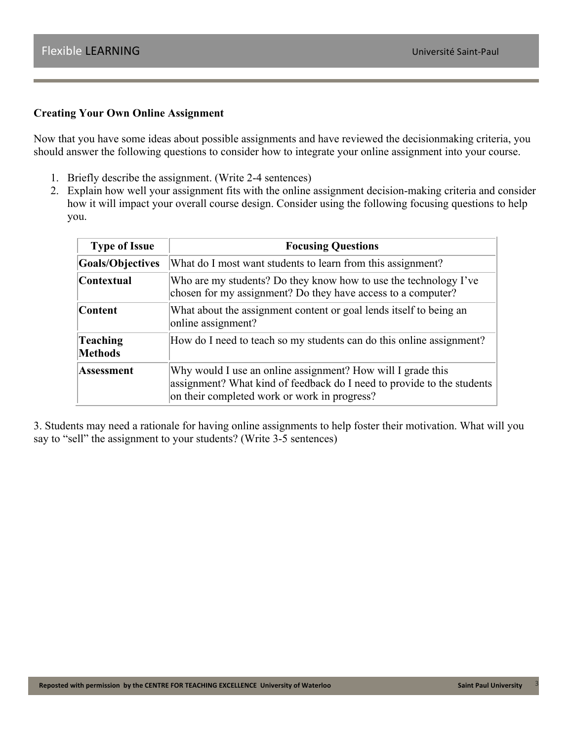**Creating Your Own Online Assignment**

Now that you have some ideas about possible assignments and have reviewed the decisionmaking criteria, you should answer the following questions to consider how to integrate your online assignment into your course.

1. Briefly describe the assignment. (Write 2-4 sentences)
2. Explain how well your assignment fits with the online assignment decision-making criteria and consider how it will impact your overall course design. Consider using the following focusing questions to help you.

| Type of Issue | Focusing Questions |
|---|---|
| **Goals/Objectives** | What do I most want students to learn from this assignment? |
| **Contextual** | Who are my students? Do they know how to use the technology I've chosen for my assignment? Do they have access to a computer? |
| **Content** | What about the assignment content or goal lends itself to being an online assignment? |
| **Teaching Methods** | How do I need to teach so my students can do this online assignment? |
| **Assessment** | Why would I use an online assignment? How will I grade this assignment? What kind of feedback do I need to provide to the students on their completed work or work in progress? |

3. Students may need a rationale for having online assignments to help foster their motivation. What will you say to "sell" the assignment to your students? (Write 3-5 sentences)